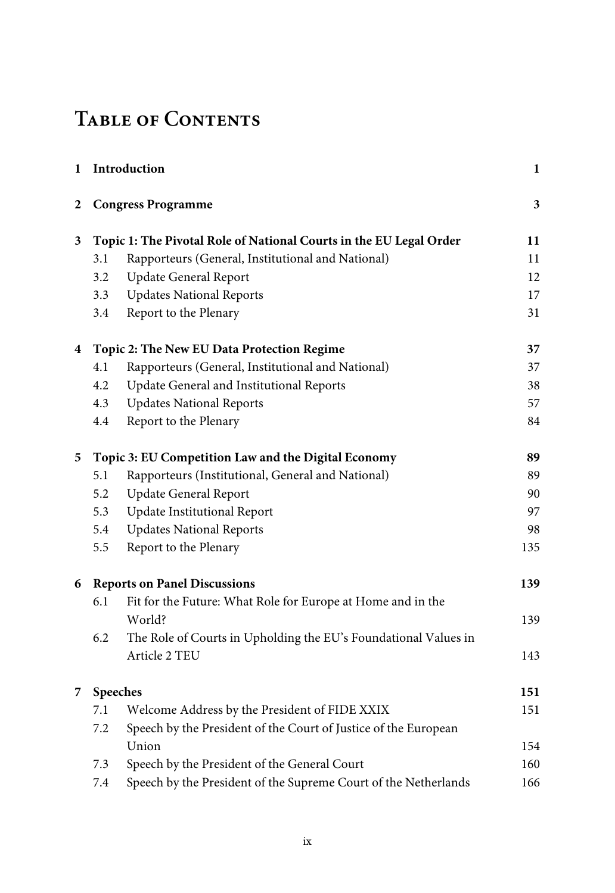# Table of Contents

| | | |
|---|---|---|
| **1** | **Introduction** | **1** |
| **2** | **Congress Programme** | **3** |
| **3** | **Topic 1: The Pivotal Role of National Courts in the EU Legal Order** | **11** |
| 3.1 | Rapporteurs (General, Institutional and National) | 11 |
| 3.2 | Update General Report | 12 |
| 3.3 | Updates National Reports | 17 |
| 3.4 | Report to the Plenary | 31 |
| **4** | **Topic 2: The New EU Data Protection Regime** | **37** |
| 4.1 | Rapporteurs (General, Institutional and National) | 37 |
| 4.2 | Update General and Institutional Reports | 38 |
| 4.3 | Updates National Reports | 57 |
| 4.4 | Report to the Plenary | 84 |
| **5** | **Topic 3: EU Competition Law and the Digital Economy** | **89** |
| 5.1 | Rapporteurs (Institutional, General and National) | 89 |
| 5.2 | Update General Report | 90 |
| 5.3 | Update Institutional Report | 97 |
| 5.4 | Updates National Reports | 98 |
| 5.5 | Report to the Plenary | 135 |
| **6** | **Reports on Panel Discussions** | **139** |
| 6.1 | Fit for the Future: What Role for Europe at Home and in the World? | 139 |
| 6.2 | The Role of Courts in Upholding the EU's Foundational Values in Article 2 TEU | 143 |
| **7** | **Speeches** | **151** |
| 7.1 | Welcome Address by the President of FIDE XXIX | 151 |
| 7.2 | Speech by the President of the Court of Justice of the European Union | 154 |
| 7.3 | Speech by the President of the General Court | 160 |
| 7.4 | Speech by the President of the Supreme Court of the Netherlands | 166 |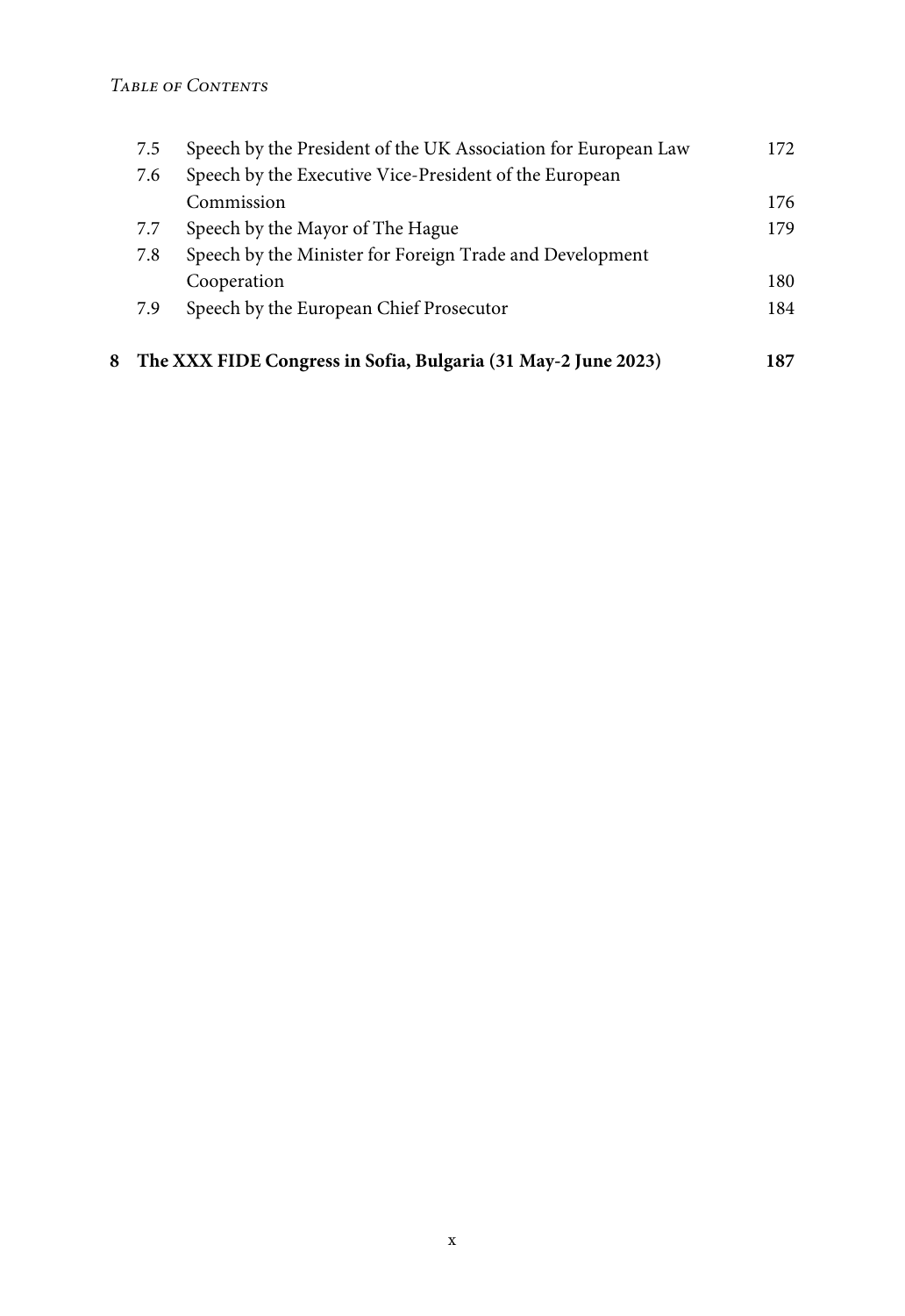| | | |
|---|---|---|
| 7.5 | Speech by the President of the UK Association for European Law | 172 |
| 7.6 | Speech by the Executive Vice-President of the European Commission | 176 |
| 7.7 | Speech by the Mayor of The Hague | 179 |
| 7.8 | Speech by the Minister for Foreign Trade and Development Cooperation | 180 |
| 7.9 | Speech by the European Chief Prosecutor | 184 |
| **8** | **The XXX FIDE Congress in Sofia, Bulgaria (31 May-2 June 2023)** | **187** |